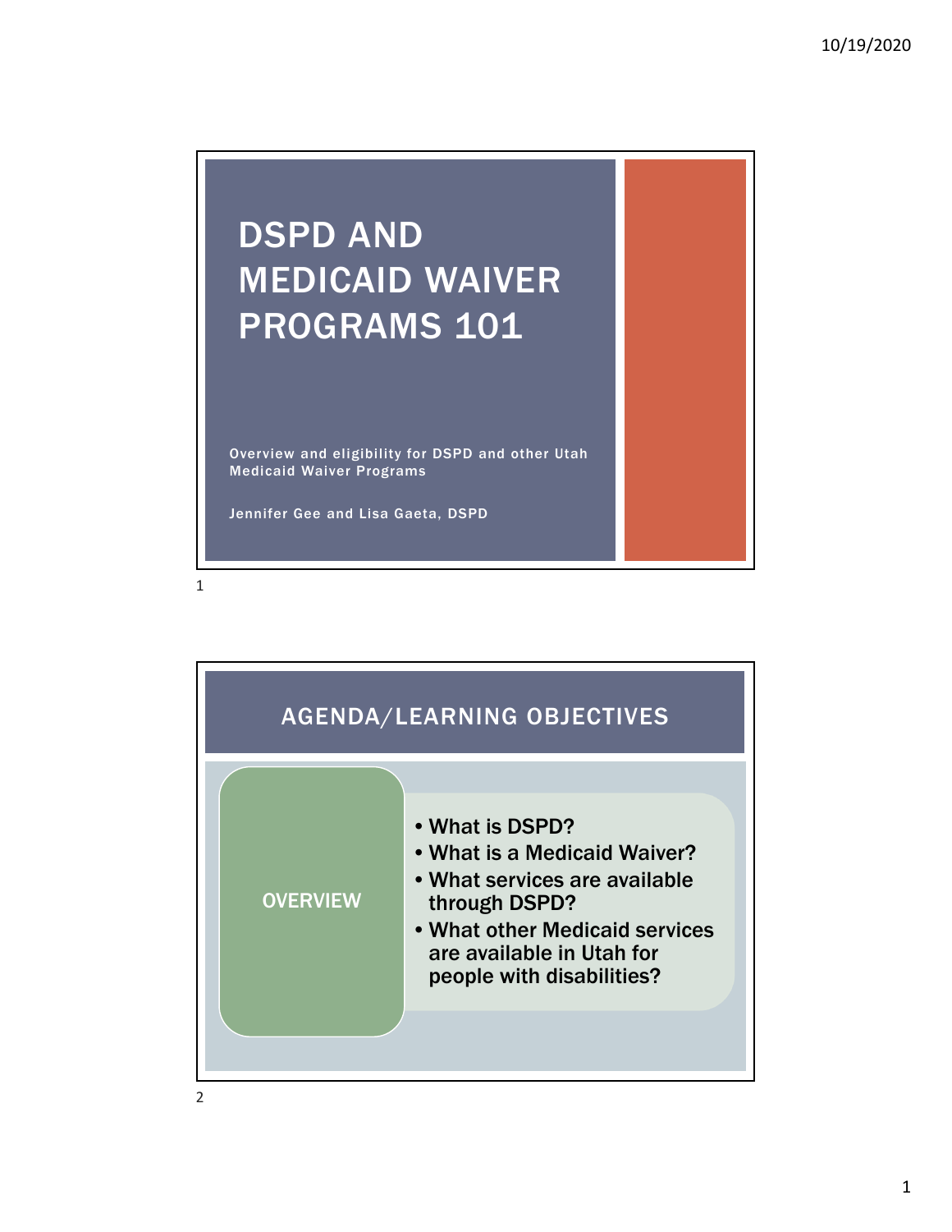# DSPD AND MEDICAID WAIVER PROGRAMS 101

Overview and eligibility for DSPD and other Utah Medicaid Waiver Programs

Jennifer Gee and Lisa Gaeta, DSPD

## AGENDA/LEARNING OBJECTIVES

OVERVIEW

- **What is DSPD?**
- **What is a Medicaid Waiver?**
- **What services are available through DSPD?**
- **What other Medicaid services are available in Utah for people with disabilities?**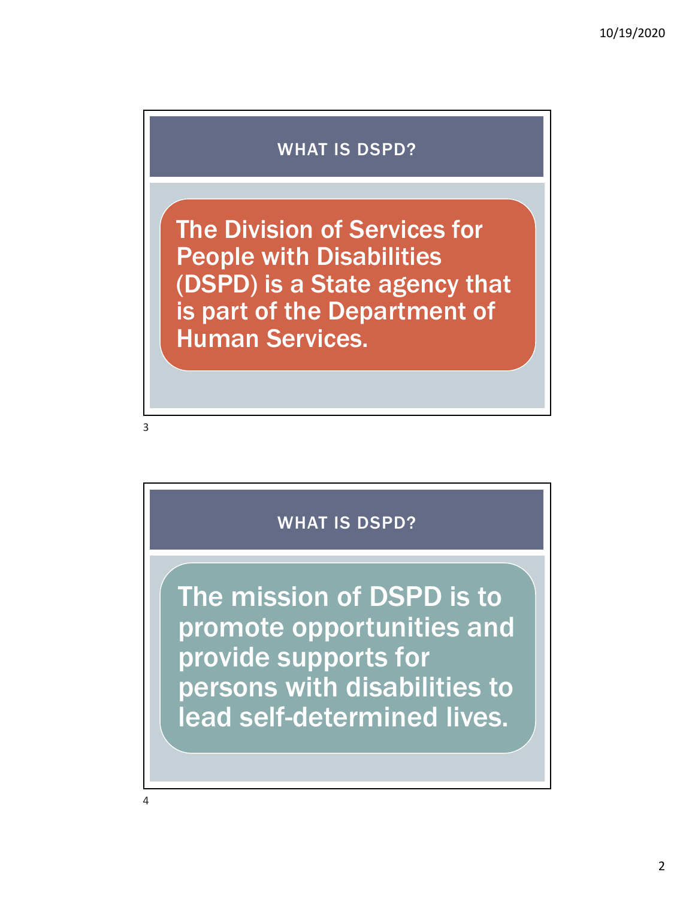## WHAT IS DSPD?

The Division of Services for People with Disabilities (DSPD) is a State agency that is part of the Department of Human Services.

## WHAT IS DSPD?

The mission of DSPD is to promote opportunities and provide supports for persons with disabilities to lead self-determined lives.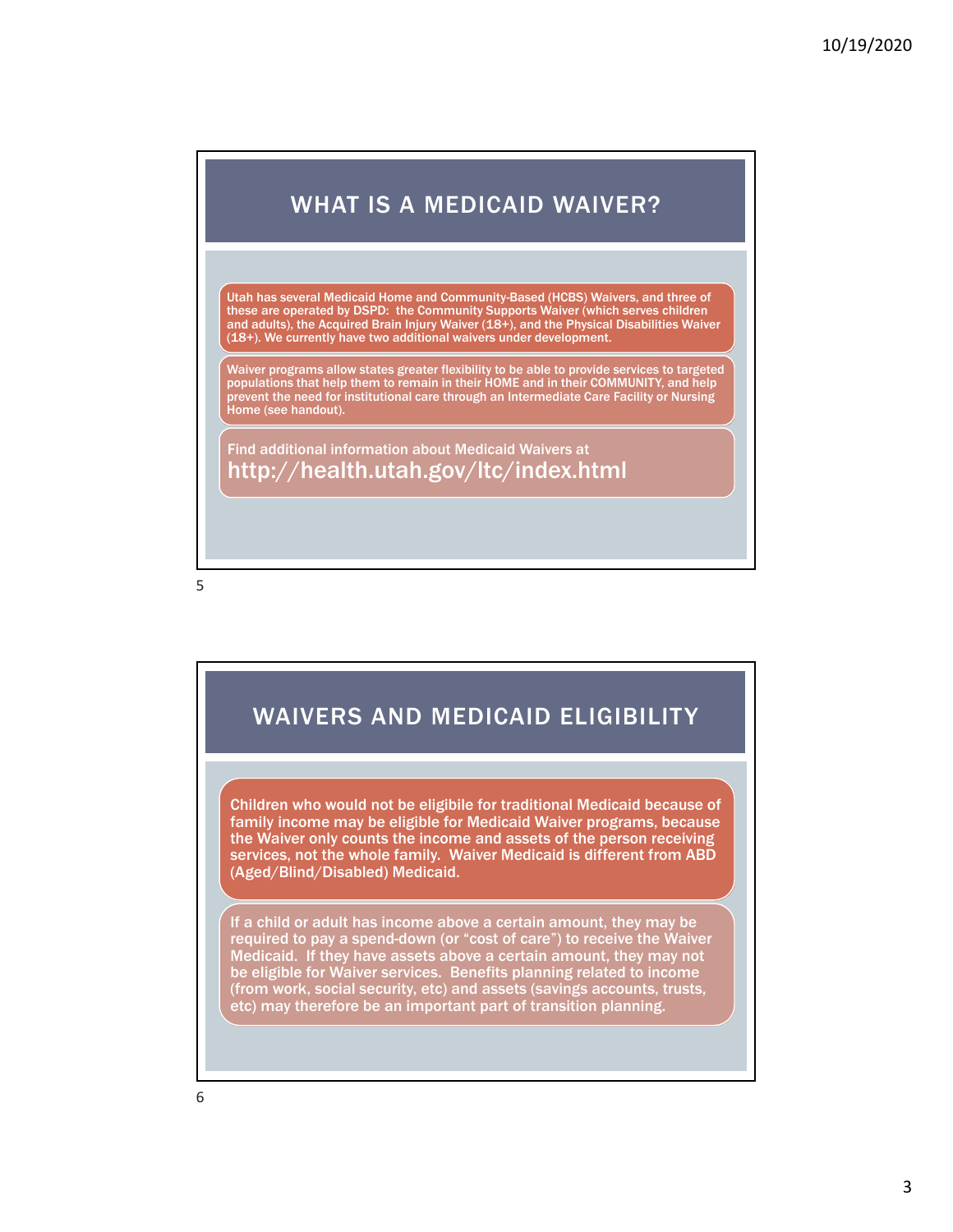## WHAT IS A MEDICAID WAIVER?

Utah has several Medicaid Home and Community-Based (HCBS) Waivers, and three of these are operated by DSPD: the Community Supports Waiver (which serves children and adults), the Acquired Brain Injury Waiver (18+), and the Physical Disabilities Waiver (18+). We currently have two additional waivers under development.

Waiver programs allow states greater flexibility to be able to provide services to targeted populations that help them to remain in their HOME and in their COMMUNITY, and help prevent the need for institutional care through an Intermediate Care Facility or Nursing Home (see handout).

Find additional information about Medicaid Waivers at
http://health.utah.gov/ltc/index.html

## WAIVERS AND MEDICAID ELIGIBILITY

Children who would not be eligibile for traditional Medicaid because of family income may be eligible for Medicaid Waiver programs, because the Waiver only counts the income and assets of the person receiving services, not the whole family. Waiver Medicaid is different from ABD (Aged/Blind/Disabled) Medicaid.

If a child or adult has income above a certain amount, they may be required to pay a spend-down (or "cost of care") to receive the Waiver Medicaid. If they have assets above a certain amount, they may not be eligible for Waiver services. Benefits planning related to income (from work, social security, etc) and assets (savings accounts, trusts, etc) may therefore be an important part of transition planning.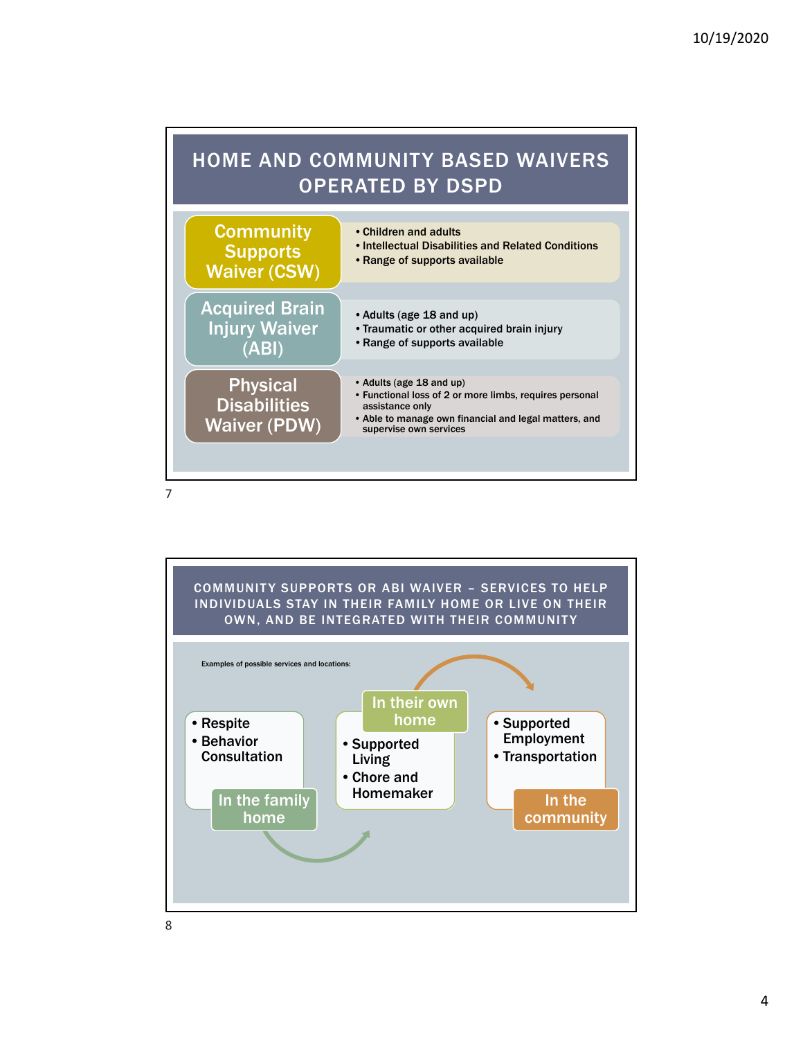## HOME AND COMMUNITY BASED WAIVERS OPERATED BY DSPD

**Community Supports Waiver (CSW)**
- Children and adults
- Intellectual Disabilities and Related Conditions
- Range of supports available

**Acquired Brain Injury Waiver (ABI)**
- Adults (age 18 and up)
- Traumatic or other acquired brain injury
- Range of supports available

**Physical Disabilities Waiver (PDW)**
- Adults (age 18 and up)
- Functional loss of 2 or more limbs, requires personal assistance only
- Able to manage own financial and legal matters, and supervise own services

## COMMUNITY SUPPORTS OR ABI WAIVER – SERVICES TO HELP INDIVIDUALS STAY IN THEIR FAMILY HOME OR LIVE ON THEIR OWN, AND BE INTEGRATED WITH THEIR COMMUNITY

Examples of possible services and locations:

**In the family home**
- Respite
- Behavior Consultation

**In their own home**
- Supported Living
- Chore and Homemaker

**In the community**
- Supported Employment
- Transportation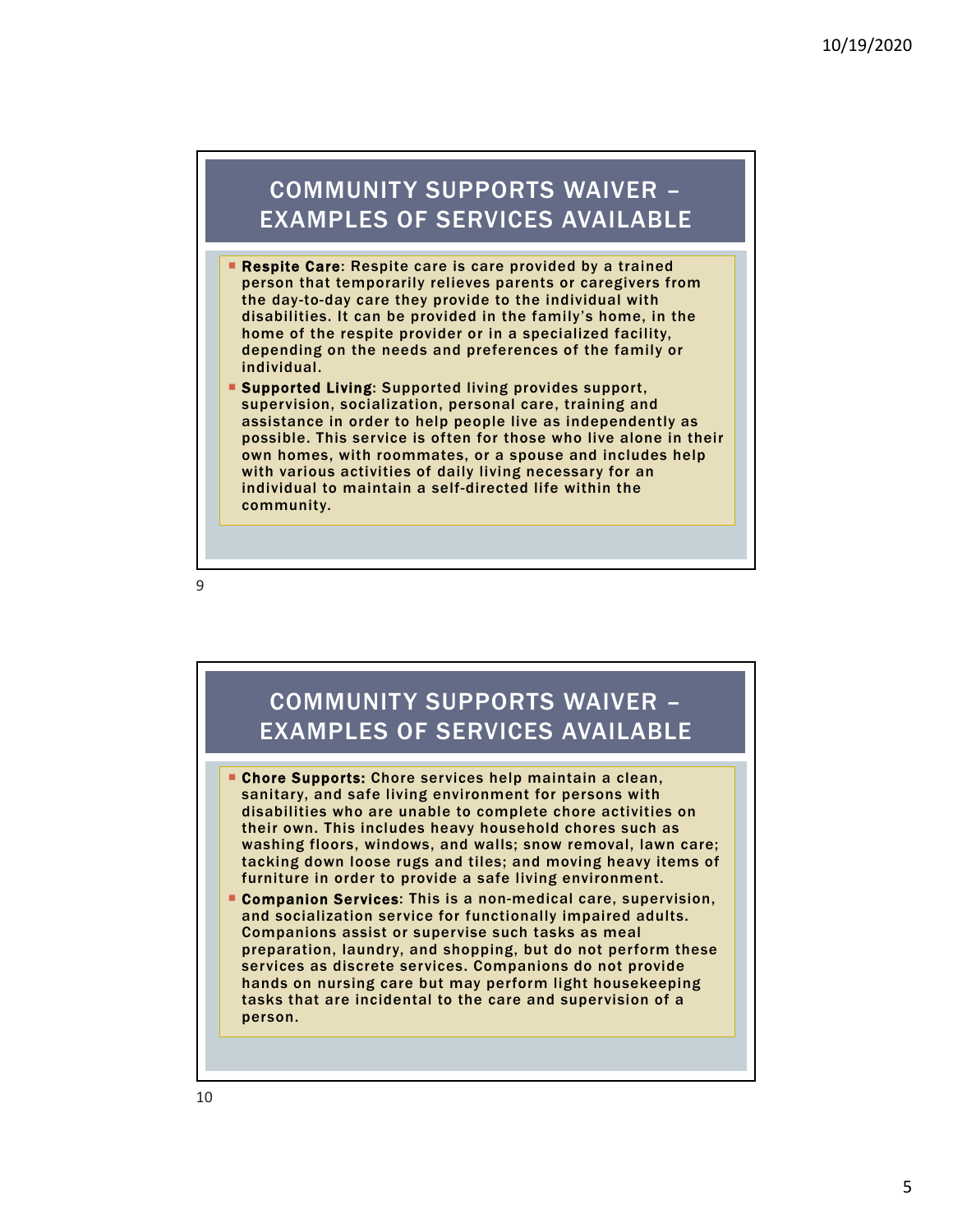## COMMUNITY SUPPORTS WAIVER – EXAMPLES OF SERVICES AVAILABLE

- **Respite Care**: Respite care is care provided by a trained person that temporarily relieves parents or caregivers from the day-to-day care they provide to the individual with disabilities. It can be provided in the family's home, in the home of the respite provider or in a specialized facility, depending on the needs and preferences of the family or individual.
- **Supported Living**: Supported living provides support, supervision, socialization, personal care, training and assistance in order to help people live as independently as possible. This service is often for those who live alone in their own homes, with roommates, or a spouse and includes help with various activities of daily living necessary for an individual to maintain a self-directed life within the community.

## COMMUNITY SUPPORTS WAIVER – EXAMPLES OF SERVICES AVAILABLE

- **Chore Supports:** Chore services help maintain a clean, sanitary, and safe living environment for persons with disabilities who are unable to complete chore activities on their own. This includes heavy household chores such as washing floors, windows, and walls; snow removal, lawn care; tacking down loose rugs and tiles; and moving heavy items of furniture in order to provide a safe living environment.
- **Companion Services**: This is a non-medical care, supervision, and socialization service for functionally impaired adults. Companions assist or supervise such tasks as meal preparation, laundry, and shopping, but do not perform these services as discrete services. Companions do not provide hands on nursing care but may perform light housekeeping tasks that are incidental to the care and supervision of a person.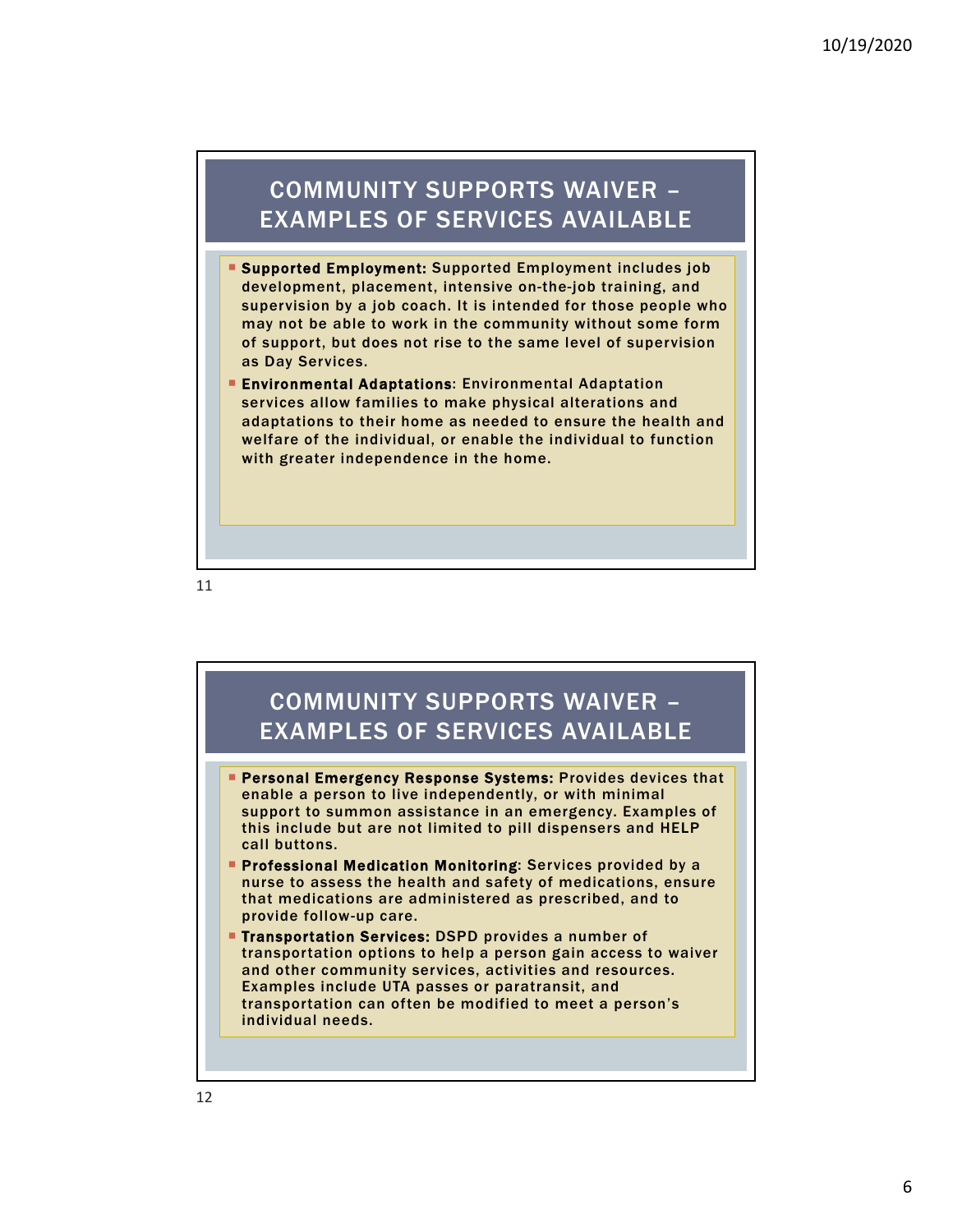## COMMUNITY SUPPORTS WAIVER – EXAMPLES OF SERVICES AVAILABLE

- **Supported Employment:** Supported Employment includes job development, placement, intensive on-the-job training, and supervision by a job coach. It is intended for those people who may not be able to work in the community without some form of support, but does not rise to the same level of supervision as Day Services.
- **Environmental Adaptations**: Environmental Adaptation services allow families to make physical alterations and adaptations to their home as needed to ensure the health and welfare of the individual, or enable the individual to function with greater independence in the home.

## COMMUNITY SUPPORTS WAIVER – EXAMPLES OF SERVICES AVAILABLE

- **Personal Emergency Response Systems:** Provides devices that enable a person to live independently, or with minimal support to summon assistance in an emergency. Examples of this include but are not limited to pill dispensers and HELP call buttons.
- **Professional Medication Monitoring**: Services provided by a nurse to assess the health and safety of medications, ensure that medications are administered as prescribed, and to provide follow-up care.
- **Transportation Services:** DSPD provides a number of transportation options to help a person gain access to waiver and other community services, activities and resources. Examples include UTA passes or paratransit, and transportation can often be modified to meet a person's individual needs.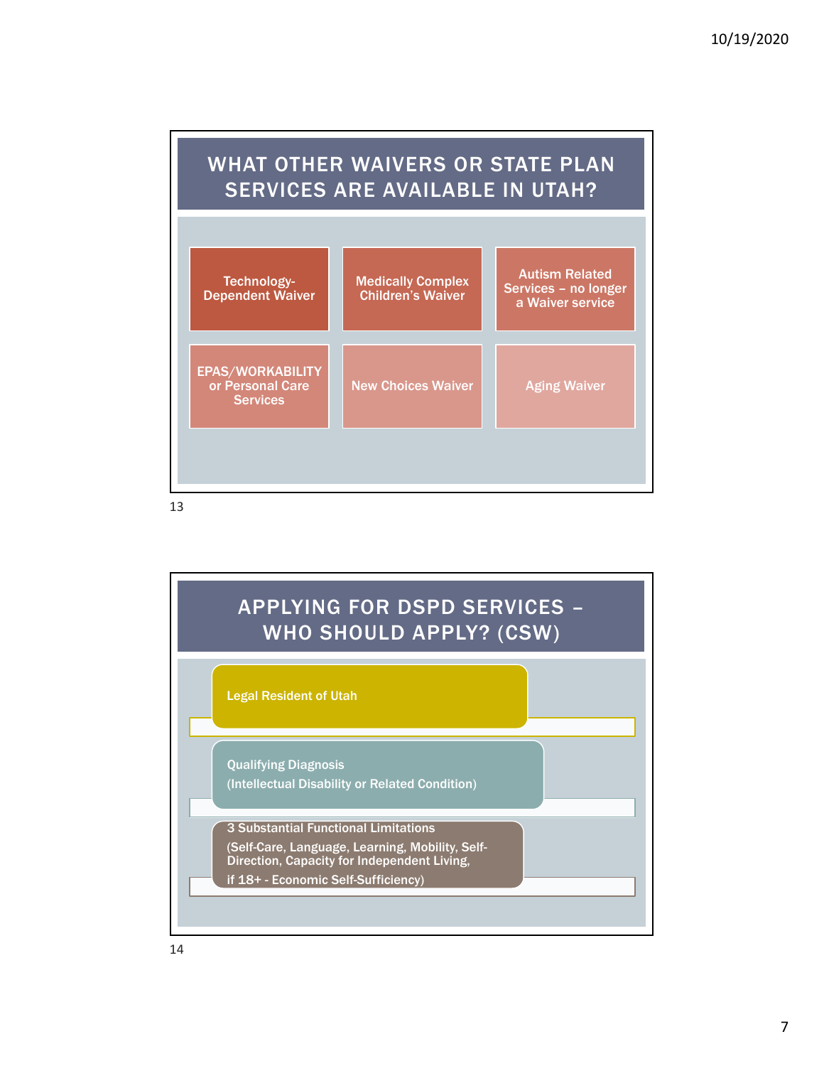## WHAT OTHER WAIVERS OR STATE PLAN SERVICES ARE AVAILABLE IN UTAH?

- Technology-Dependent Waiver
- Medically Complex Children's Waiver
- Autism Related Services – no longer a Waiver service
- EPAS/WORKABILITY or Personal Care Services
- New Choices Waiver
- Aging Waiver

## APPLYING FOR DSPD SERVICES – WHO SHOULD APPLY? (CSW)

- Legal Resident of Utah
- Qualifying Diagnosis
  (Intellectual Disability or Related Condition)
- 3 Substantial Functional Limitations
  (Self-Care, Language, Learning, Mobility, Self-Direction, Capacity for Independent Living,
  if 18+ - Economic Self-Sufficiency)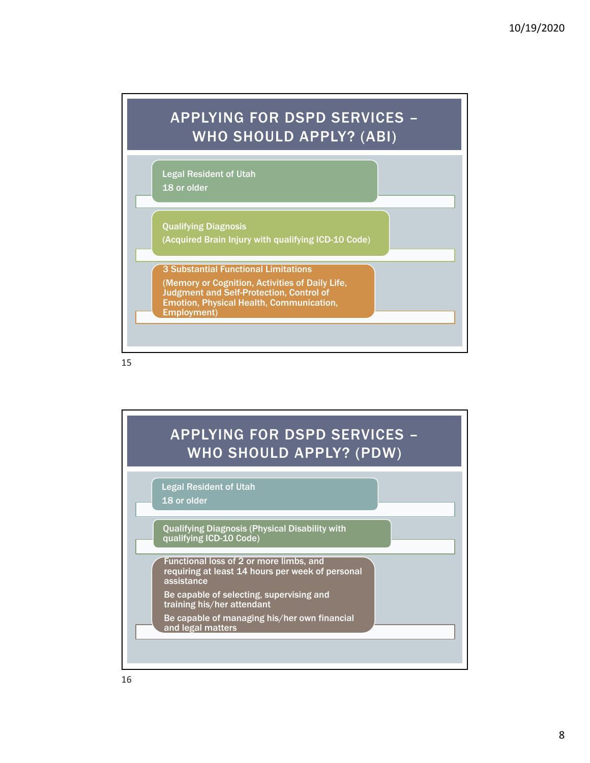## APPLYING FOR DSPD SERVICES – WHO SHOULD APPLY? (ABI)

- Legal Resident of Utah
  18 or older
- Qualifying Diagnosis
  (Acquired Brain Injury with qualifying ICD-10 Code)
- 3 Substantial Functional Limitations
  (Memory or Cognition, Activities of Daily Life, Judgment and Self-Protection, Control of Emotion, Physical Health, Communication, Employment)

## APPLYING FOR DSPD SERVICES – WHO SHOULD APPLY? (PDW)

- Legal Resident of Utah
  18 or older
- Qualifying Diagnosis (Physical Disability with qualifying ICD-10 Code)
- Functional loss of 2 or more limbs, and requiring at least 14 hours per week of personal assistance
  Be capable of selecting, supervising and training his/her attendant
  Be capable of managing his/her own financial and legal matters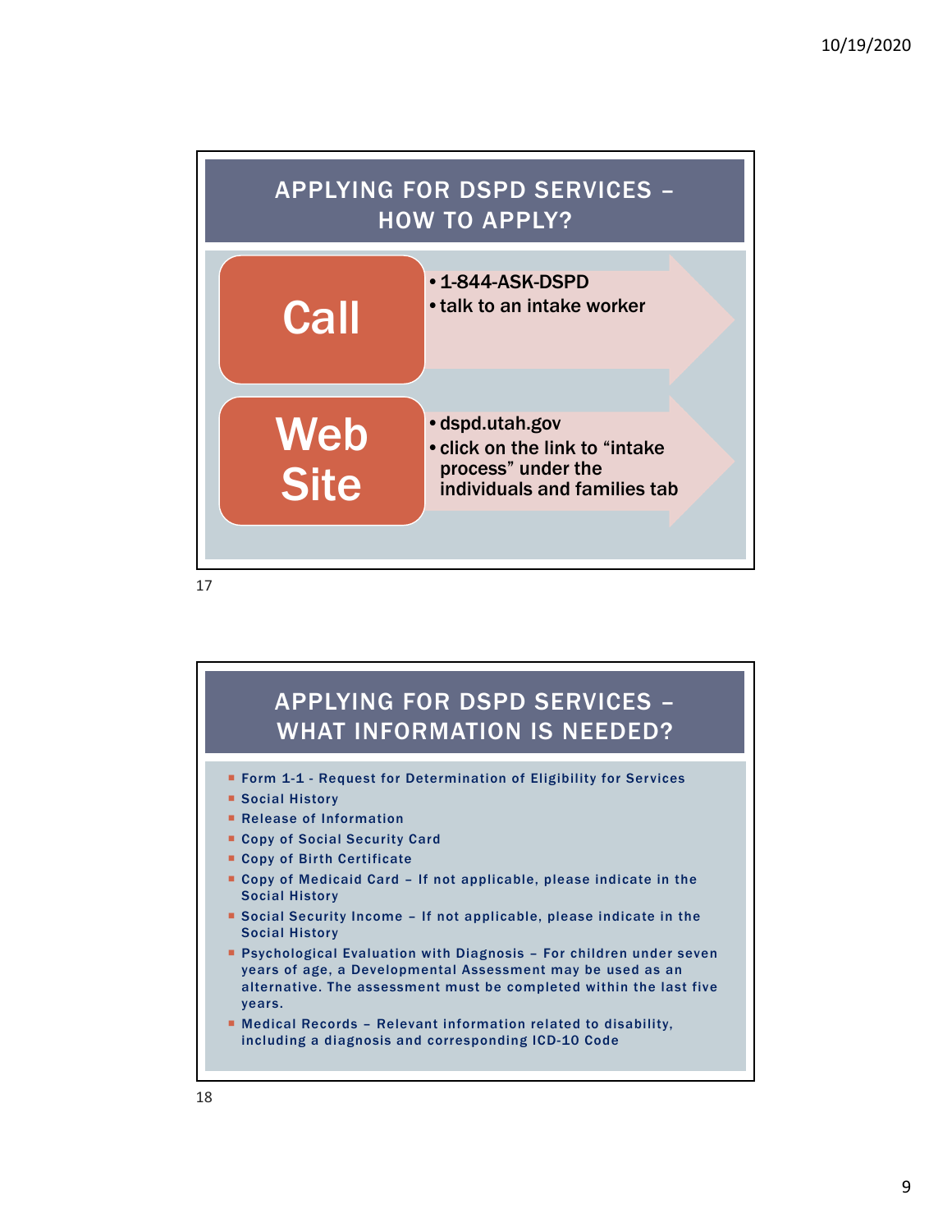## APPLYING FOR DSPD SERVICES – HOW TO APPLY?

**Call**

- 1-844-ASK-DSPD
- talk to an intake worker

**Web Site**

- dspd.utah.gov
- click on the link to "intake process" under the individuals and families tab

## APPLYING FOR DSPD SERVICES – WHAT INFORMATION IS NEEDED?

- Form 1-1 - Request for Determination of Eligibility for Services
- Social History
- Release of Information
- Copy of Social Security Card
- Copy of Birth Certificate
- Copy of Medicaid Card – If not applicable, please indicate in the Social History
- Social Security Income – If not applicable, please indicate in the Social History
- Psychological Evaluation with Diagnosis – For children under seven years of age, a Developmental Assessment may be used as an alternative. The assessment must be completed within the last five years.
- Medical Records – Relevant information related to disability, including a diagnosis and corresponding ICD-10 Code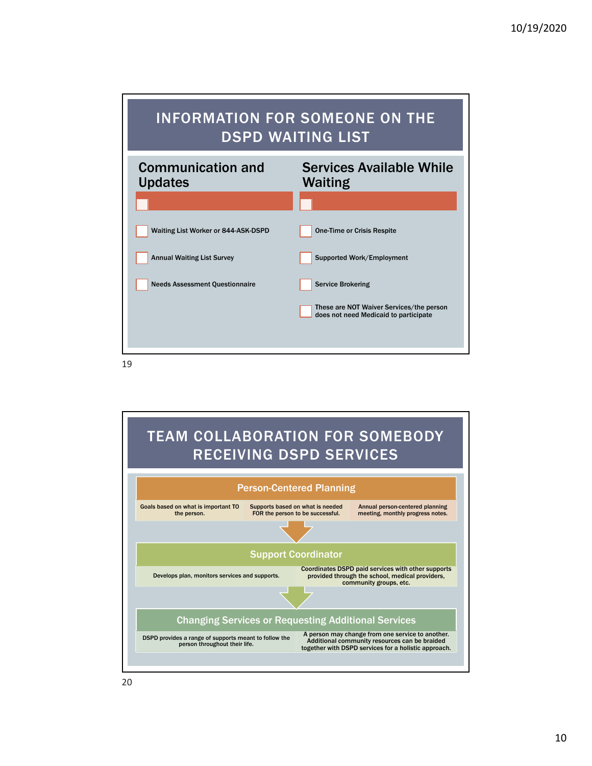# INFORMATION FOR SOMEONE ON THE DSPD WAITING LIST

## Communication and Updates

- Waiting List Worker or 844-ASK-DSPD
- Annual Waiting List Survey
- Needs Assessment Questionnaire

## Services Available While Waiting

- One-Time or Crisis Respite
- Supported Work/Employment
- Service Brokering
- These are NOT Waiver Services/the person does not need Medicaid to participate

# TEAM COLLABORATION FOR SOMEBODY RECEIVING DSPD SERVICES

## Person-Centered Planning

- Goals based on what is important TO the person.
- Supports based on what is needed FOR the person to be successful.
- Annual person-centered planning meeting, monthly progress notes.

## Support Coordinator

- Develops plan, monitors services and supports.
- Coordinates DSPD paid services with other supports provided through the school, medical providers, community groups, etc.

## Changing Services or Requesting Additional Services

- DSPD provides a range of supports meant to follow the person throughout their life.
- A person may change from one service to another. Additional community resources can be braided together with DSPD services for a holistic approach.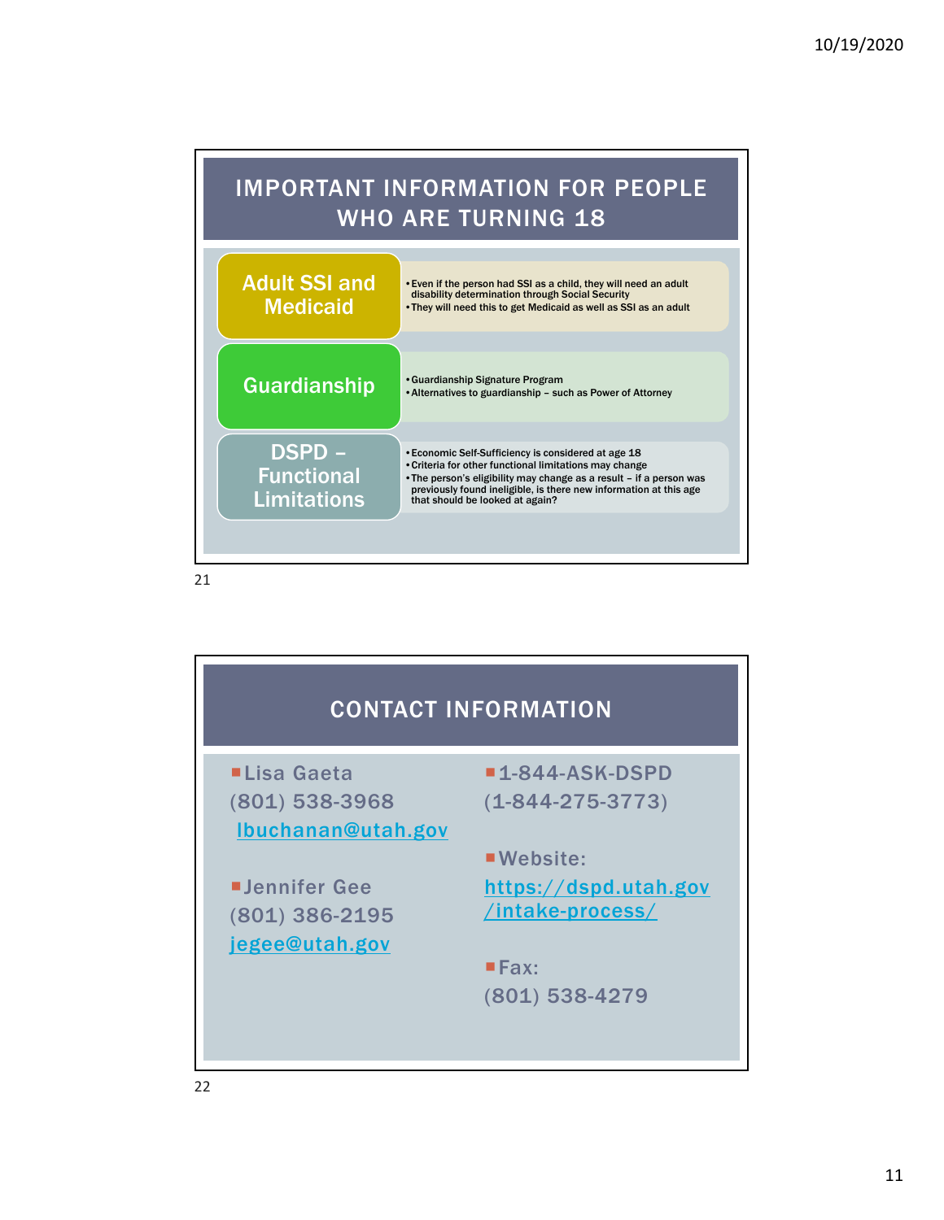## IMPORTANT INFORMATION FOR PEOPLE WHO ARE TURNING 18

**Adult SSI and Medicaid**

- Even if the person had SSI as a child, they will need an adult disability determination through Social Security
- They will need this to get Medicaid as well as SSI as an adult

**Guardianship**

- Guardianship Signature Program
- Alternatives to guardianship – such as Power of Attorney

**DSPD – Functional Limitations**

- Economic Self-Sufficiency is considered at age 18
- Criteria for other functional limitations may change
- The person's eligibility may change as a result – if a person was previously found ineligible, is there new information at this age that should be looked at again?

## CONTACT INFORMATION

- Lisa Gaeta
  (801) 538-3968
  lbuchanan@utah.gov

- Jennifer Gee
  (801) 386-2195
  jegee@utah.gov

- 1-844-ASK-DSPD
  (1-844-275-3773)

- Website:
  https://dspd.utah.gov/intake-process/

- Fax:
  (801) 538-4279